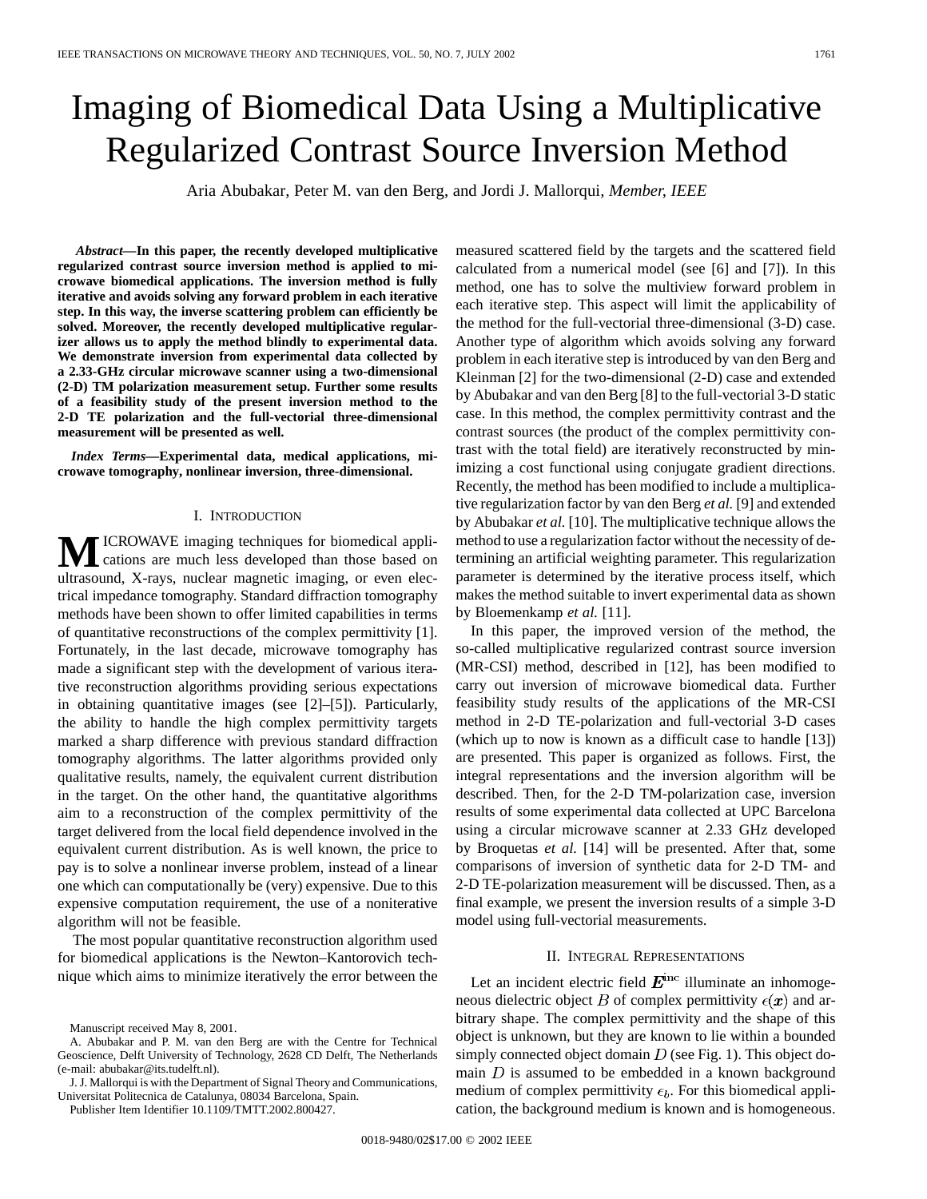# Imaging of Biomedical Data Using a Multiplicative Regularized Contrast Source Inversion Method

Aria Abubakar, Peter M. van den Berg, and Jordi J. Mallorqui, *Member, IEEE*

***Abstract*—In this paper, the recently developed multiplicative regularized contrast source inversion method is applied to microwave biomedical applications. The inversion method is fully iterative and avoids solving any forward problem in each iterative step. In this way, the inverse scattering problem can efficiently be solved. Moreover, the recently developed multiplicative regularizer allows us to apply the method blindly to experimental data. We demonstrate inversion from experimental data collected by a 2.33-GHz circular microwave scanner using a two-dimensional (2-D) TM polarization measurement setup. Further some results of a feasibility study of the present inversion method to the 2-D TE polarization and the full-vectorial three-dimensional measurement will be presented as well.**

***Index Terms*—Experimental data, medical applications, microwave tomography, nonlinear inversion, three-dimensional.**

## I. Introduction

Microwave imaging techniques for biomedical applications are much less developed than those based on ultrasound, X-rays, nuclear magnetic imaging, or even electrical impedance tomography. Standard diffraction tomography methods have been shown to offer limited capabilities in terms of quantitative reconstructions of the complex permittivity [1]. Fortunately, in the last decade, microwave tomography has made a significant step with the development of various iterative reconstruction algorithms providing serious expectations in obtaining quantitative images (see [2]–[5]). Particularly, the ability to handle the high complex permittivity targets marked a sharp difference with previous standard diffraction tomography algorithms. The latter algorithms provided only qualitative results, namely, the equivalent current distribution in the target. On the other hand, the quantitative algorithms aim to a reconstruction of the complex permittivity of the target delivered from the local field dependence involved in the equivalent current distribution. As is well known, the price to pay is to solve a nonlinear inverse problem, instead of a linear one which can computationally be (very) expensive. Due to this expensive computation requirement, the use of a noniterative algorithm will not be feasible.

The most popular quantitative reconstruction algorithm used for biomedical applications is the Newton–Kantorovich technique which aims to minimize iteratively the error between the measured scattered field by the targets and the scattered field calculated from a numerical model (see [6] and [7]). In this method, one has to solve the multiview forward problem in each iterative step. This aspect will limit the applicability of the method for the full-vectorial three-dimensional (3-D) case. Another type of algorithm which avoids solving any forward problem in each iterative step is introduced by van den Berg and Kleinman [2] for the two-dimensional (2-D) case and extended by Abubakar and van den Berg [8] to the full-vectorial 3-D static case. In this method, the complex permittivity contrast and the contrast sources (the product of the complex permittivity contrast with the total field) are iteratively reconstructed by minimizing a cost functional using conjugate gradient directions. Recently, the method has been modified to include a multiplicative regularization factor by van den Berg *et al.* [9] and extended by Abubakar *et al.* [10]. The multiplicative technique allows the method to use a regularization factor without the necessity of determining an artificial weighting parameter. This regularization parameter is determined by the iterative process itself, which makes the method suitable to invert experimental data as shown by Bloemenkamp *et al.* [11].

In this paper, the improved version of the method, the so-called multiplicative regularized contrast source inversion (MR-CSI) method, described in [12], has been modified to carry out inversion of microwave biomedical data. Further feasibility study results of the applications of the MR-CSI method in 2-D TE-polarization and full-vectorial 3-D cases (which up to now is known as a difficult case to handle [13]) are presented. This paper is organized as follows. First, the integral representations and the inversion algorithm will be described. Then, for the 2-D TM-polarization case, inversion results of some experimental data collected at UPC Barcelona using a circular microwave scanner at 2.33 GHz developed by Broquetas *et al.* [14] will be presented. After that, some comparisons of inversion of synthetic data for 2-D TM- and 2-D TE-polarization measurement will be discussed. Then, as a final example, we present the inversion results of a simple 3-D model using full-vectorial measurements.

## II. Integral Representations

Let an incident electric field $\boldsymbol{E}^{\text{inc}}$ illuminate an inhomogeneous dielectric object $B$ of complex permittivity $\epsilon(\boldsymbol{x})$ and arbitrary shape. The complex permittivity and the shape of this object is unknown, but they are known to lie within a bounded simply connected object domain $D$ (see Fig. 1). This object domain $D$ is assumed to be embedded in a known background medium of complex permittivity $\epsilon_b$. For this biomedical application, the background medium is known and is homogeneous.

Manuscript received May 8, 2001.

A. Abubakar and P. M. van den Berg are with the Centre for Technical Geoscience, Delft University of Technology, 2628 CD Delft, The Netherlands (e-mail: abubakar@its.tudelft.nl).

J. J. Mallorqui is with the Department of Signal Theory and Communications, Universitat Politecnica de Catalunya, 08034 Barcelona, Spain.

Publisher Item Identifier 10.1109/TMTT.2002.800427.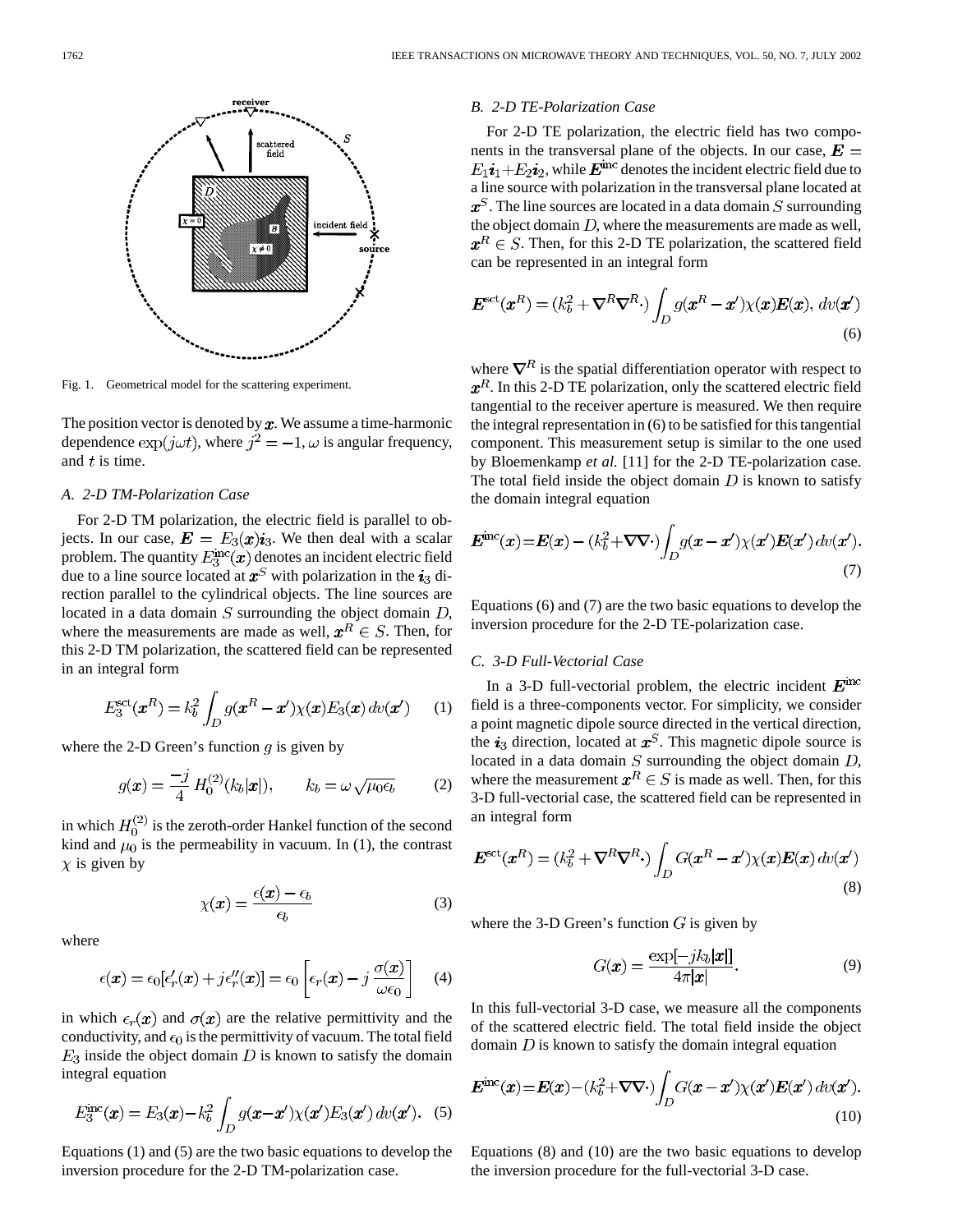Fig. 1. Geometrical model for the scattering experiment.

The position vector is denoted by $\boldsymbol{x}$. We assume a time-harmonic dependence $\exp(j\omega t)$, where $j^2 = -1$, $\omega$ is angular frequency, and $t$ is time.

### A. 2-D TM-Polarization Case

For 2-D TM polarization, the electric field is parallel to objects. In our case, $\boldsymbol{E} = E_3(\boldsymbol{x})\boldsymbol{i}_3$. We then deal with a scalar problem. The quantity $E_3^{\text{inc}}(\boldsymbol{x})$ denotes an incident electric field due to a line source located at $\boldsymbol{x}^S$ with polarization in the $\boldsymbol{i}_3$ direction parallel to the cylindrical objects. The line sources are located in a data domain $S$ surrounding the object domain $D$, where the measurements are made as well, $\boldsymbol{x}^R \in S$. Then, for this 2-D TM polarization, the scattered field can be represented in an integral form

$$E_3^{\text{sct}}(\boldsymbol{x}^R) = k_b^2 \int_D g(\boldsymbol{x}^R - \boldsymbol{x}')\chi(\boldsymbol{x})E_3(\boldsymbol{x})\,dv(\boldsymbol{x}') \tag{1}$$

where the 2-D Green's function $g$ is given by

$$g(\boldsymbol{x}) = \frac{-j}{4}\,H_0^{(2)}(k_b|\boldsymbol{x}|), \qquad k_b = \omega\sqrt{\mu_0\epsilon_b} \tag{2}$$

in which $H_0^{(2)}$ is the zeroth-order Hankel function of the second kind and $\mu_0$ is the permeability in vacuum. In (1), the contrast $\chi$ is given by

$$\chi(\boldsymbol{x}) = \frac{\epsilon(\boldsymbol{x}) - \epsilon_b}{\epsilon_b} \tag{3}$$

where

$$\epsilon(\boldsymbol{x}) = \epsilon_0[\epsilon_r'(\boldsymbol{x}) + j\epsilon_r''(\boldsymbol{x})] = \epsilon_0\left[\epsilon_r(\boldsymbol{x}) - j\,\frac{\sigma(\boldsymbol{x})}{\omega\epsilon_0}\right] \tag{4}$$

in which $\epsilon_r(\boldsymbol{x})$ and $\sigma(\boldsymbol{x})$ are the relative permittivity and the conductivity, and $\epsilon_0$ is the permittivity of vacuum. The total field $E_3$ inside the object domain $D$ is known to satisfy the domain integral equation

$$E_3^{\text{inc}}(\boldsymbol{x}) = E_3(\boldsymbol{x}) - k_b^2 \int_D g(\boldsymbol{x}-\boldsymbol{x}')\chi(\boldsymbol{x}')E_3(\boldsymbol{x}')\,dv(\boldsymbol{x}'). \tag{5}$$

Equations (1) and (5) are the two basic equations to develop the inversion procedure for the 2-D TM-polarization case.

### B. 2-D TE-Polarization Case

For 2-D TE polarization, the electric field has two components in the transversal plane of the objects. In our case, $\boldsymbol{E} = E_1\boldsymbol{i}_1 + E_2\boldsymbol{i}_2$, while $\boldsymbol{E}^{\text{inc}}$ denotes the incident electric field due to a line source with polarization in the transversal plane located at $\boldsymbol{x}^S$. The line sources are located in a data domain $S$ surrounding the object domain $D$, where the measurements are made as well, $\boldsymbol{x}^R \in S$. Then, for this 2-D TE polarization, the scattered field can be represented in an integral form

$$\boldsymbol{E}^{\text{sct}}(\boldsymbol{x}^R) = (k_b^2 + \boldsymbol{\nabla}^R\boldsymbol{\nabla}^R\cdot)\int_D g(\boldsymbol{x}^R - \boldsymbol{x}')\chi(\boldsymbol{x})\boldsymbol{E}(\boldsymbol{x}),\, dv(\boldsymbol{x}') \tag{6}$$

where $\boldsymbol{\nabla}^R$ is the spatial differentiation operator with respect to $\boldsymbol{x}^R$. In this 2-D TE polarization, only the scattered electric field tangential to the receiver aperture is measured. We then require the integral representation in (6) to be satisfied for this tangential component. This measurement setup is similar to the one used by Bloemenkamp *et al.* [11] for the 2-D TE-polarization case. The total field inside the object domain $D$ is known to satisfy the domain integral equation

$$\boldsymbol{E}^{\text{inc}}(\boldsymbol{x}) = \boldsymbol{E}(\boldsymbol{x}) - (k_b^2 + \boldsymbol{\nabla\nabla}\cdot)\int_D g(\boldsymbol{x}-\boldsymbol{x}')\chi(\boldsymbol{x}')\boldsymbol{E}(\boldsymbol{x}')\,dv(\boldsymbol{x}'). \tag{7}$$

Equations (6) and (7) are the two basic equations to develop the inversion procedure for the 2-D TE-polarization case.

### C. 3-D Full-Vectorial Case

In a 3-D full-vectorial problem, the electric incident $\boldsymbol{E}^{\text{inc}}$ field is a three-components vector. For simplicity, we consider a point magnetic dipole source directed in the vertical direction, the $\boldsymbol{i}_3$ direction, located at $\boldsymbol{x}^S$. This magnetic dipole source is located in a data domain $S$ surrounding the object domain $D$, where the measurement $\boldsymbol{x}^R \in S$ is made as well. Then, for this 3-D full-vectorial case, the scattered field can be represented in an integral form

$$\boldsymbol{E}^{\text{sct}}(\boldsymbol{x}^R) = (k_b^2 + \boldsymbol{\nabla}^R\boldsymbol{\nabla}^R\cdot)\int_D G(\boldsymbol{x}^R - \boldsymbol{x}')\chi(\boldsymbol{x})\boldsymbol{E}(\boldsymbol{x})\,dv(\boldsymbol{x}') \tag{8}$$

where the 3-D Green's function $G$ is given by

$$G(\boldsymbol{x}) = \frac{\exp[-jk_b|\boldsymbol{x}|]}{4\pi|\boldsymbol{x}|}. \tag{9}$$

In this full-vectorial 3-D case, we measure all the components of the scattered electric field. The total field inside the object domain $D$ is known to satisfy the domain integral equation

$$\boldsymbol{E}^{\text{inc}}(\boldsymbol{x}) = \boldsymbol{E}(\boldsymbol{x}) - (k_b^2 + \boldsymbol{\nabla\nabla}\cdot)\int_D G(\boldsymbol{x}-\boldsymbol{x}')\chi(\boldsymbol{x}')\boldsymbol{E}(\boldsymbol{x}')\,dv(\boldsymbol{x}'). \tag{10}$$

Equations (8) and (10) are the two basic equations to develop the inversion procedure for the full-vectorial 3-D case.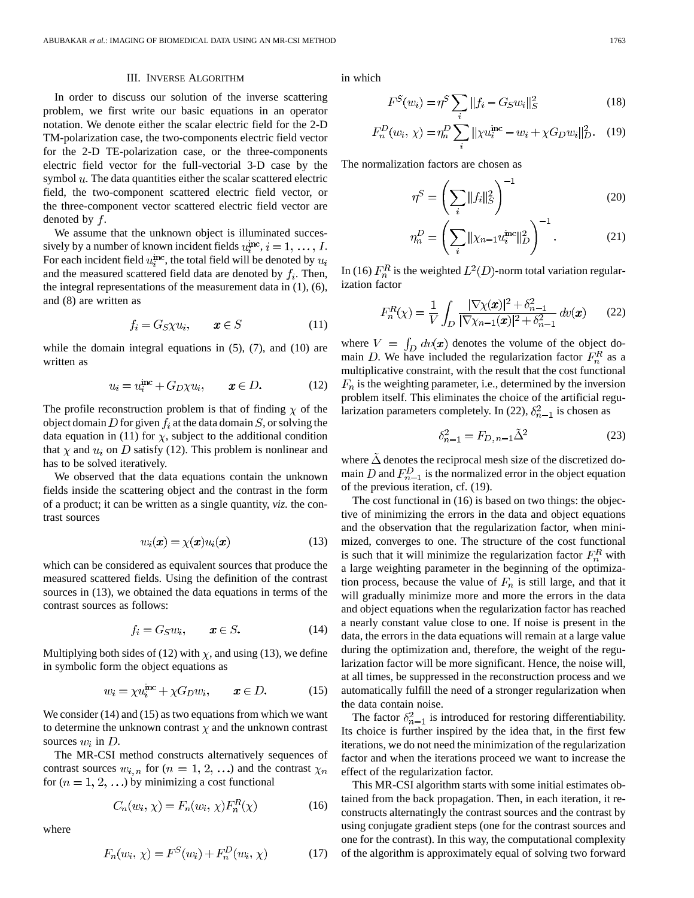## III. Inverse Algorithm

In order to discuss our solution of the inverse scattering problem, we first write our basic equations in an operator notation. We denote either the scalar electric field for the 2-D TM-polarization case, the two-components electric field vector for the 2-D TE-polarization case, or the three-components electric field vector for the full-vectorial 3-D case by the symbol $u$. The data quantities either the scalar scattered electric field, the two-component scattered electric field vector, or the three-component vector scattered electric field vector are denoted by $f$.

We assume that the unknown object is illuminated successively by a number of known incident fields $u_i^{\text{inc}}, i = 1, \ldots, I$. For each incident field $u_i^{\text{inc}}$, the total field will be denoted by $u_i$ and the measured scattered field data are denoted by $f_i$. Then, the integral representations of the measurement data in (1), (6), and (8) are written as

$$f_i = G_S \chi u_i, \qquad \boldsymbol{x} \in S \tag{11}$$

while the domain integral equations in (5), (7), and (10) are written as

$$u_i = u_i^{\text{inc}} + G_D \chi u_i, \qquad \boldsymbol{x} \in D. \tag{12}$$

The profile reconstruction problem is that of finding $\chi$ of the object domain $D$ for given $f_i$ at the data domain $S$, or solving the data equation in (11) for $\chi$, subject to the additional condition that $\chi$ and $u_i$ on $D$ satisfy (12). This problem is nonlinear and has to be solved iteratively.

We observed that the data equations contain the unknown fields inside the scattering object and the contrast in the form of a product; it can be written as a single quantity, *viz.* the contrast sources

$$w_i(\boldsymbol{x}) = \chi(\boldsymbol{x}) u_i(\boldsymbol{x}) \tag{13}$$

which can be considered as equivalent sources that produce the measured scattered fields. Using the definition of the contrast sources in (13), we obtained the data equations in terms of the contrast sources as follows:

$$f_i = G_S w_i, \qquad \boldsymbol{x} \in S. \tag{14}$$

Multiplying both sides of (12) with $\chi$, and using (13), we define in symbolic form the object equations as

$$w_i = \chi u_i^{\text{inc}} + \chi G_D w_i, \qquad \boldsymbol{x} \in D. \tag{15}$$

We consider (14) and (15) as two equations from which we want to determine the unknown contrast $\chi$ and the unknown contrast sources $w_i$ in $D$.

The MR-CSI method constructs alternatively sequences of contrast sources $w_{i,n}$ for $(n = 1, 2, \ldots)$ and the contrast $\chi_n$ for $(n = 1, 2, \ldots)$ by minimizing a cost functional

$$C_n(w_i, \chi) = F_n(w_i, \chi) F_n^R(\chi) \tag{16}$$

where

$$F_n(w_i, \chi) = F^S(w_i) + F_n^D(w_i, \chi) \tag{17}$$

in which

$$F^S(w_i) = \eta^S \sum_i \|f_i - G_S w_i\|_S^2 \tag{18}$$

$$F_n^D(w_i, \chi) = \eta_n^D \sum_i \|\chi u_i^{\text{inc}} - w_i + \chi G_D w_i\|_D^2. \tag{19}$$

The normalization factors are chosen as

$$\eta^S = \left( \sum_i \|f_i\|_S^2 \right)^{-1} \tag{20}$$

$$\eta_n^D = \left( \sum_i \|\chi_{n-1} u_i^{\text{inc}}\|_D^2 \right)^{-1}. \tag{21}$$

In (16) $F_n^R$ is the weighted $L^2(D)$-norm total variation regularization factor

$$F_n^R(\chi) = \frac{1}{V} \int_D \frac{|\nabla \chi(\boldsymbol{x})|^2 + \delta_{n-1}^2}{|\nabla \chi_{n-1}(\boldsymbol{x})|^2 + \delta_{n-1}^2} \, dv(\boldsymbol{x}) \tag{22}$$

where $V = \int_D dv(\boldsymbol{x})$ denotes the volume of the object domain $D$. We have included the regularization factor $F_n^R$ as a multiplicative constraint, with the result that the cost functional $F_n$ is the weighting parameter, i.e., determined by the inversion problem itself. This eliminates the choice of the artificial regularization parameters completely. In (22), $\delta_{n-1}^2$ is chosen as

$$\delta_{n-1}^2 = F_{D,n-1} \tilde{\Delta}^2 \tag{23}$$

where $\tilde{\Delta}$ denotes the reciprocal mesh size of the discretized domain $D$ and $F_{n-1}^D$ is the normalized error in the object equation of the previous iteration, cf. (19).

The cost functional in (16) is based on two things: the objective of minimizing the errors in the data and object equations and the observation that the regularization factor, when minimized, converges to one. The structure of the cost functional is such that it will minimize the regularization factor $F_n^R$ with a large weighting parameter in the beginning of the optimization process, because the value of $F_n$ is still large, and that it will gradually minimize more and more the errors in the data and object equations when the regularization factor has reached a nearly constant value close to one. If noise is present in the data, the errors in the data equations will remain at a large value during the optimization and, therefore, the weight of the regularization factor will be more significant. Hence, the noise will, at all times, be suppressed in the reconstruction process and we automatically fulfill the need of a stronger regularization when the data contain noise.

The factor $\delta_{n-1}^2$ is introduced for restoring differentiability. Its choice is further inspired by the idea that, in the first few iterations, we do not need the minimization of the regularization factor and when the iterations proceed we want to increase the effect of the regularization factor.

This MR-CSI algorithm starts with some initial estimates obtained from the back propagation. Then, in each iteration, it reconstructs alternatingly the contrast sources and the contrast by using conjugate gradient steps (one for the contrast sources and one for the contrast). In this way, the computational complexity of the algorithm is approximately equal of solving two forward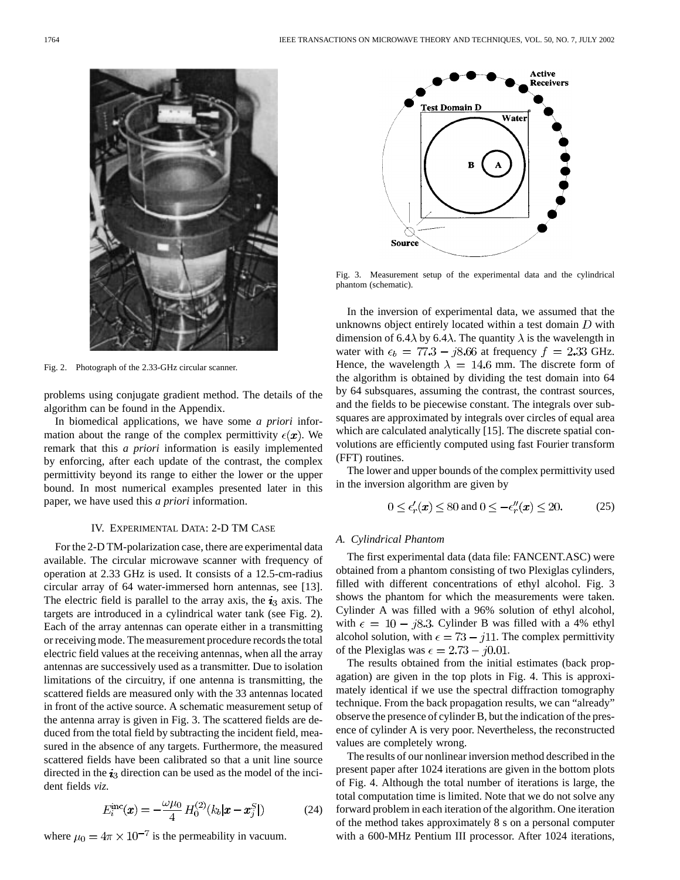Fig. 2. Photograph of the 2.33-GHz circular scanner.

problems using conjugate gradient method. The details of the algorithm can be found in the Appendix.

In biomedical applications, we have some *a priori* information about the range of the complex permittivity $\epsilon(\boldsymbol{x})$. We remark that this *a priori* information is easily implemented by enforcing, after each update of the contrast, the complex permittivity beyond its range to either the lower or the upper bound. In most numerical examples presented later in this paper, we have used this *a priori* information.

## IV. Experimental Data: 2-D TM Case

For the 2-D TM-polarization case, there are experimental data available. The circular microwave scanner with frequency of operation at 2.33 GHz is used. It consists of a 12.5-cm-radius circular array of 64 water-immersed horn antennas, see [13]. The electric field is parallel to the array axis, the $\boldsymbol{i}_3$ axis. The targets are introduced in a cylindrical water tank (see Fig. 2). Each of the array antennas can operate either in a transmitting or receiving mode. The measurement procedure records the total electric field values at the receiving antennas, when all the array antennas are successively used as a transmitter. Due to isolation limitations of the circuitry, if one antenna is transmitting, the scattered fields are measured only with the 33 antennas located in front of the active source. A schematic measurement setup of the antenna array is given in Fig. 3. The scattered fields are deduced from the total field by subtracting the incident field, measured in the absence of any targets. Furthermore, the measured scattered fields have been calibrated so that a unit line source directed in the $\boldsymbol{i}_3$ direction can be used as the model of the incident fields *viz.*

$$E_i^{\text{inc}}(\boldsymbol{x}) = -\frac{\omega\mu_0}{4} H_0^{(2)}(k_b|\boldsymbol{x} - \boldsymbol{x}_j^S|) \tag{24}$$

where $\mu_0 = 4\pi \times 10^{-7}$ is the permeability in vacuum.

Fig. 3. Measurement setup of the experimental data and the cylindrical phantom (schematic).

In the inversion of experimental data, we assumed that the unknowns object entirely located within a test domain $D$ with dimension of 6.4$\lambda$ by 6.4$\lambda$. The quantity $\lambda$ is the wavelength in water with $\epsilon_b = 77.3 - j8.66$ at frequency $f = 2.33$ GHz. Hence, the wavelength $\lambda = 14.6$ mm. The discrete form of the algorithm is obtained by dividing the test domain into 64 by 64 subsquares, assuming the contrast, the contrast sources, and the fields to be piecewise constant. The integrals over subsquares are approximated by integrals over circles of equal area which are calculated analytically [15]. The discrete spatial convolutions are efficiently computed using fast Fourier transform (FFT) routines.

The lower and upper bounds of the complex permittivity used in the inversion algorithm are given by

$$0 \leq \epsilon_r'(\boldsymbol{x}) \leq 80 \text{ and } 0 \leq -\epsilon_r''(\boldsymbol{x}) \leq 20. \tag{25}$$

### A. Cylindrical Phantom

The first experimental data (data file: FANCENT.ASC) were obtained from a phantom consisting of two Plexiglas cylinders, filled with different concentrations of ethyl alcohol. Fig. 3 shows the phantom for which the measurements were taken. Cylinder A was filled with a 96% solution of ethyl alcohol, with $\epsilon = 10 - j8.3$. Cylinder B was filled with a 4% ethyl alcohol solution, with $\epsilon = 73 - j11$. The complex permittivity of the Plexiglas was $\epsilon = 2.73 - j0.01$.

The results obtained from the initial estimates (back propagation) are given in the top plots in Fig. 4. This is approximately identical if we use the spectral diffraction tomography technique. From the back propagation results, we can "already" observe the presence of cylinder B, but the indication of the presence of cylinder A is very poor. Nevertheless, the reconstructed values are completely wrong.

The results of our nonlinear inversion method described in the present paper after 1024 iterations are given in the bottom plots of Fig. 4. Although the total number of iterations is large, the total computation time is limited. Note that we do not solve any forward problem in each iteration of the algorithm. One iteration of the method takes approximately 8 s on a personal computer with a 600-MHz Pentium III processor. After 1024 iterations,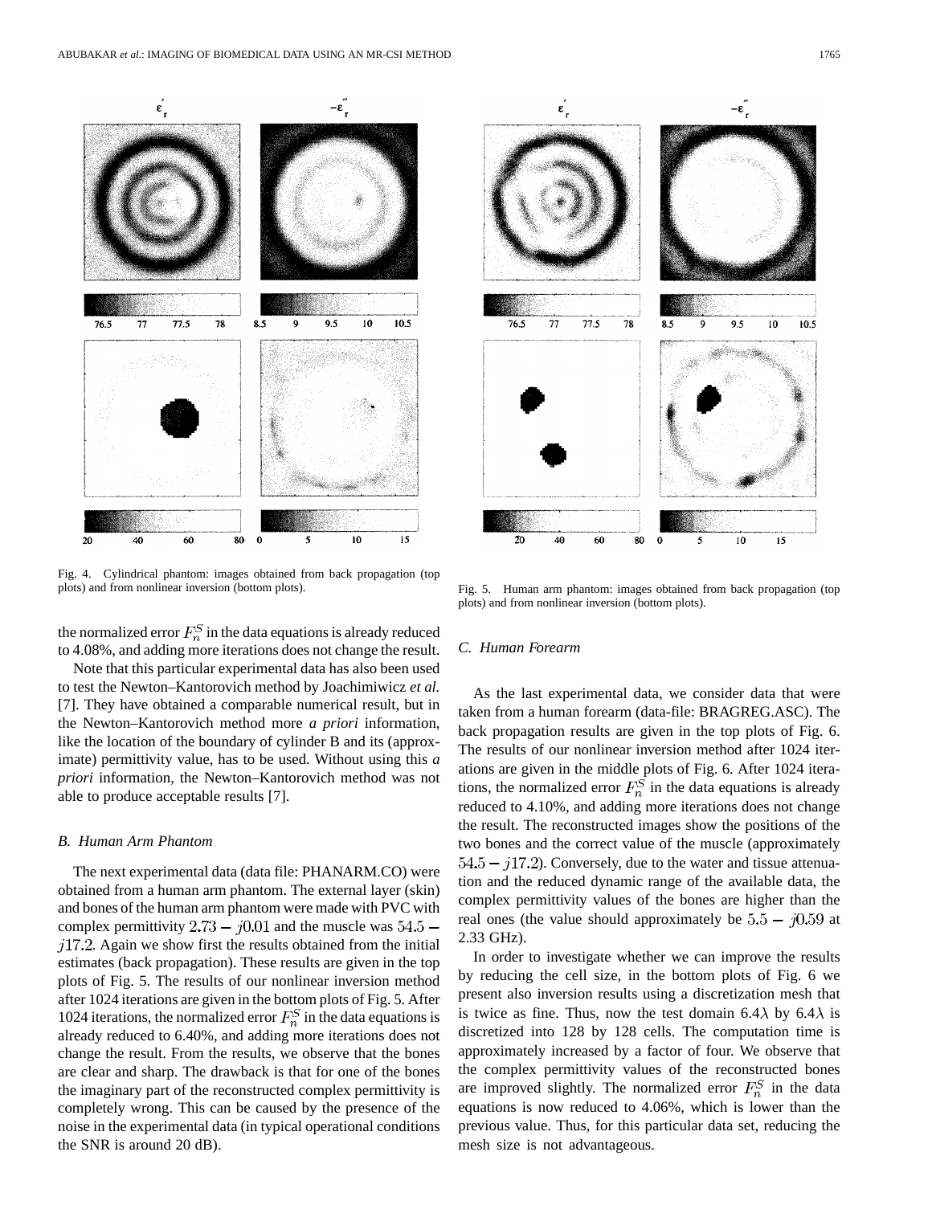Fig. 4. Cylindrical phantom: images obtained from back propagation (top plots) and from nonlinear inversion (bottom plots).

Fig. 5. Human arm phantom: images obtained from back propagation (top plots) and from nonlinear inversion (bottom plots).

the normalized error $F_n^S$ in the data equations is already reduced to 4.08%, and adding more iterations does not change the result.

Note that this particular experimental data has also been used to test the Newton–Kantorovich method by Joachimiwicz *et al.* [7]. They have obtained a comparable numerical result, but in the Newton–Kantorovich method more *a priori* information, like the location of the boundary of cylinder B and its (approximate) permittivity value, has to be used. Without using this *a priori* information, the Newton–Kantorovich method was not able to produce acceptable results [7].

### B. Human Arm Phantom

The next experimental data (data file: PHANARM.CO) were obtained from a human arm phantom. The external layer (skin) and bones of the human arm phantom were made with PVC with complex permittivity $2.73 - j0.01$ and the muscle was $54.5 - j17.2$. Again we show first the results obtained from the initial estimates (back propagation). These results are given in the top plots of Fig. 5. The results of our nonlinear inversion method after 1024 iterations are given in the bottom plots of Fig. 5. After 1024 iterations, the normalized error $F_n^S$ in the data equations is already reduced to 6.40%, and adding more iterations does not change the result. From the results, we observe that the bones are clear and sharp. The drawback is that for one of the bones the imaginary part of the reconstructed complex permittivity is completely wrong. This can be caused by the presence of the noise in the experimental data (in typical operational conditions the SNR is around 20 dB).

### C. Human Forearm

As the last experimental data, we consider data that were taken from a human forearm (data-file: BRAGREG.ASC). The back propagation results are given in the top plots of Fig. 6. The results of our nonlinear inversion method after 1024 iterations are given in the middle plots of Fig. 6. After 1024 iterations, the normalized error $F_n^S$ in the data equations is already reduced to 4.10%, and adding more iterations does not change the result. The reconstructed images show the positions of the two bones and the correct value of the muscle (approximately $54.5 - j17.2$). Conversely, due to the water and tissue attenuation and the reduced dynamic range of the available data, the complex permittivity values of the bones are higher than the real ones (the value should approximately be $5.5 - j0.59$ at 2.33 GHz).

In order to investigate whether we can improve the results by reducing the cell size, in the bottom plots of Fig. 6 we present also inversion results using a discretization mesh that is twice as fine. Thus, now the test domain $6.4\lambda$ by $6.4\lambda$ is discretized into 128 by 128 cells. The computation time is approximately increased by a factor of four. We observe that the complex permittivity values of the reconstructed bones are improved slightly. The normalized error $F_n^S$ in the data equations is now reduced to 4.06%, which is lower than the previous value. Thus, for this particular data set, reducing the mesh size is not advantageous.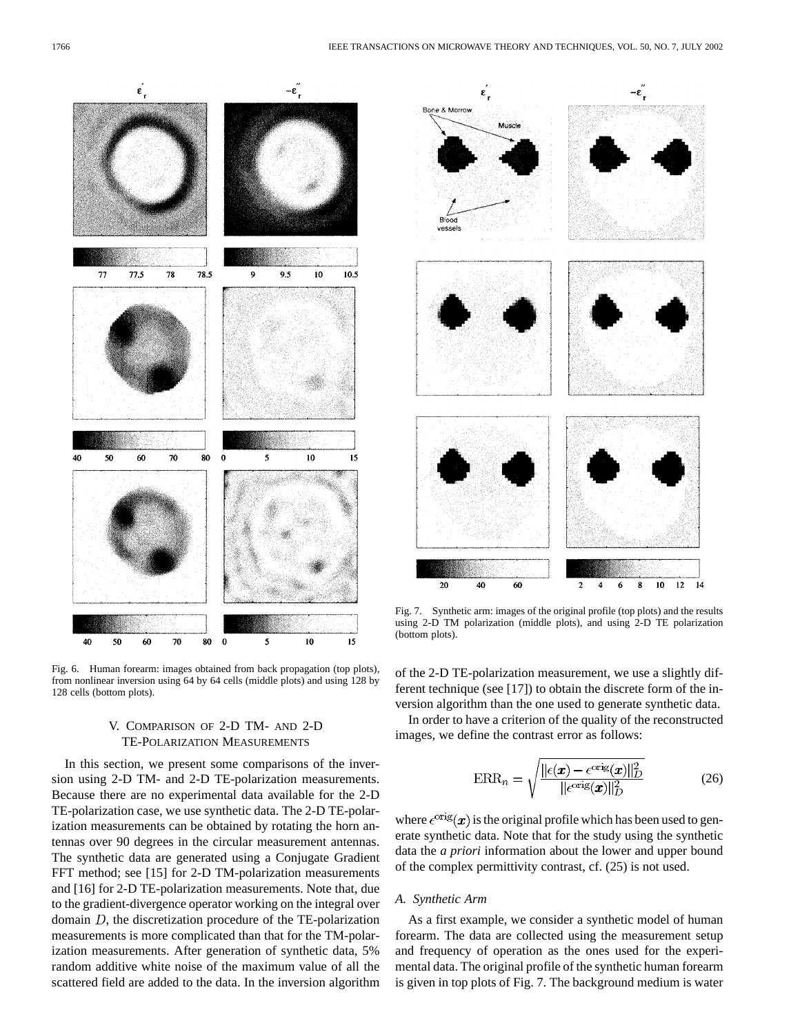Fig. 6. Human forearm: images obtained from back propagation (top plots), from nonlinear inversion using 64 by 64 cells (middle plots) and using 128 by 128 cells (bottom plots).

Fig. 7. Synthetic arm: images of the original profile (top plots) and the results using 2-D TM polarization (middle plots), and using 2-D TE polarization (bottom plots).

## V. Comparison of 2-D TM- and 2-D TE-Polarization Measurements

In this section, we present some comparisons of the inversion using 2-D TM- and 2-D TE-polarization measurements. Because there are no experimental data available for the 2-D TE-polarization case, we use synthetic data. The 2-D TE-polarization measurements can be obtained by rotating the horn antennas over 90 degrees in the circular measurement antennas. The synthetic data are generated using a Conjugate Gradient FFT method; see [15] for 2-D TM-polarization measurements and [16] for 2-D TE-polarization measurements. Note that, due to the gradient-divergence operator working on the integral over domain $D$, the discretization procedure of the TE-polarization measurements is more complicated than that for the TM-polarization measurements. After generation of synthetic data, 5% random additive white noise of the maximum value of all the scattered field are added to the data. In the inversion algorithm of the 2-D TE-polarization measurement, we use a slightly different technique (see [17]) to obtain the discrete form of the inversion algorithm than the one used to generate synthetic data.

In order to have a criterion of the quality of the reconstructed images, we define the contrast error as follows:

$$\text{ERR}_n = \sqrt{\frac{\|\epsilon(\boldsymbol{x}) - \epsilon^{\text{orig}}(\boldsymbol{x})\|_D^2}{\|\epsilon^{\text{orig}}(\boldsymbol{x})\|_D^2}} \tag{26}$$

where $\epsilon^{\text{orig}}(\boldsymbol{x})$ is the original profile which has been used to generate synthetic data. Note that for the study using the synthetic data the *a priori* information about the lower and upper bound of the complex permittivity contrast, cf. (25) is not used.

### A. Synthetic Arm

As a first example, we consider a synthetic model of human forearm. The data are collected using the measurement setup and frequency of operation as the ones used for the experimental data. The original profile of the synthetic human forearm is given in top plots of Fig. 7. The background medium is water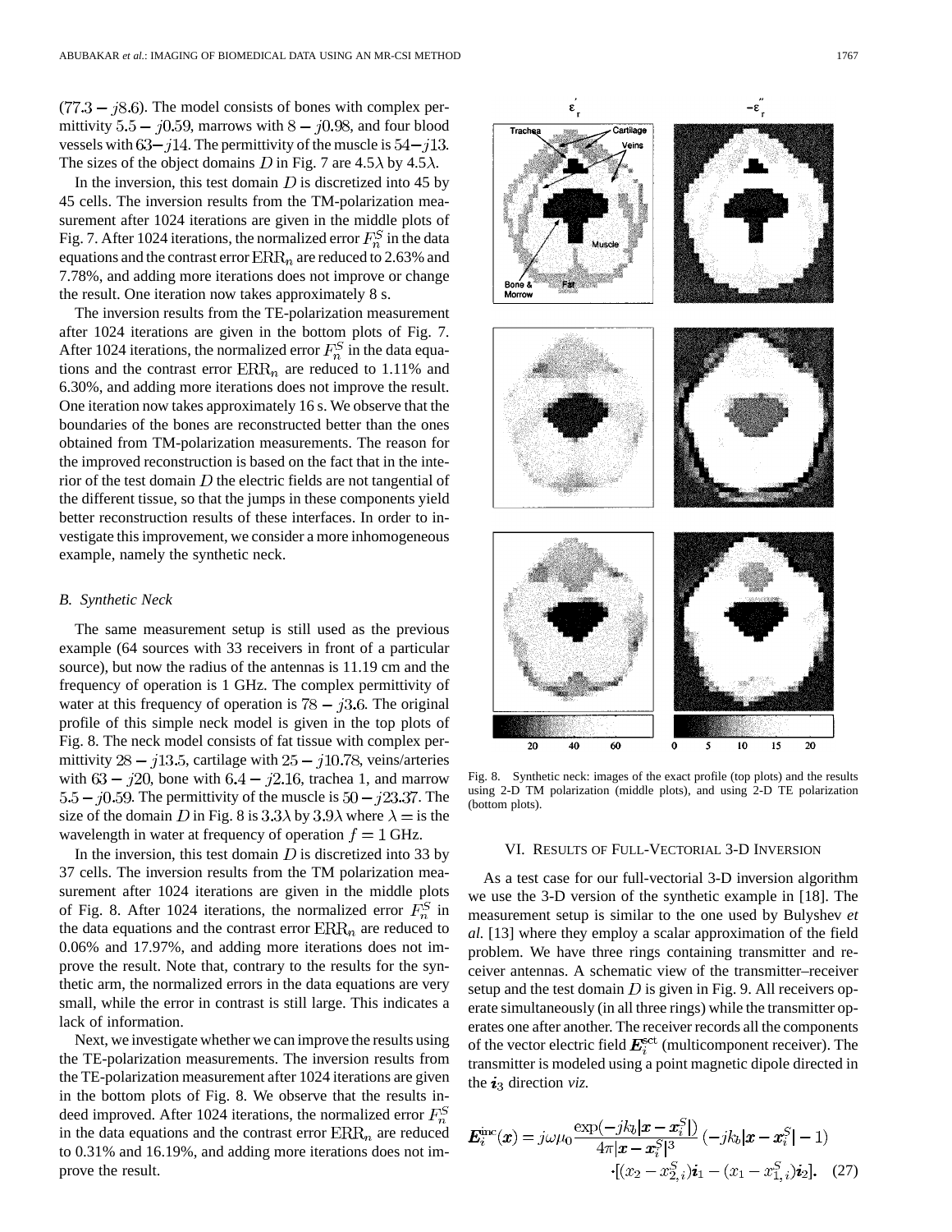$(77.3 - j8.6)$. The model consists of bones with complex permittivity $5.5 - j0.59$, marrows with $8 - j0.98$, and four blood vessels with $63 - j14$. The permittivity of the muscle is $54 - j13$. The sizes of the object domains $D$ in Fig. 7 are $4.5\lambda$ by $4.5\lambda$.

In the inversion, this test domain $D$ is discretized into 45 by 45 cells. The inversion results from the TM-polarization measurement after 1024 iterations are given in the middle plots of Fig. 7. After 1024 iterations, the normalized error $F_n^S$ in the data equations and the contrast error $\mathrm{ERR}_n$ are reduced to 2.63% and 7.78%, and adding more iterations does not improve or change the result. One iteration now takes approximately 8 s.

The inversion results from the TE-polarization measurement after 1024 iterations are given in the bottom plots of Fig. 7. After 1024 iterations, the normalized error $F_n^S$ in the data equations and the contrast error $\mathrm{ERR}_n$ are reduced to 1.11% and 6.30%, and adding more iterations does not improve the result. One iteration now takes approximately 16 s. We observe that the boundaries of the bones are reconstructed better than the ones obtained from TM-polarization measurements. The reason for the improved reconstruction is based on the fact that in the interior of the test domain $D$ the electric fields are not tangential of the different tissue, so that the jumps in these components yield better reconstruction results of these interfaces. In order to investigate this improvement, we consider a more inhomogeneous example, namely the synthetic neck.

### *B. Synthetic Neck*

The same measurement setup is still used as the previous example (64 sources with 33 receivers in front of a particular source), but now the radius of the antennas is 11.19 cm and the frequency of operation is 1 GHz. The complex permittivity of water at this frequency of operation is $78 - j3.6$. The original profile of this simple neck model is given in the top plots of Fig. 8. The neck model consists of fat tissue with complex permittivity $28 - j13.5$, cartilage with $25 - j10.78$, veins/arteries with $63 - j20$, bone with $6.4 - j2.16$, trachea 1, and marrow $5.5 - j0.59$. The permittivity of the muscle is $50 - j23.37$. The size of the domain $D$ in Fig. 8 is $3.3\lambda$ by $3.9\lambda$ where $\lambda =$ is the wavelength in water at frequency of operation $f = 1$ GHz.

In the inversion, this test domain $D$ is discretized into 33 by 37 cells. The inversion results from the TM polarization measurement after 1024 iterations are given in the middle plots of Fig. 8. After 1024 iterations, the normalized error $F_n^S$ in the data equations and the contrast error $\mathrm{ERR}_n$ are reduced to 0.06% and 17.97%, and adding more iterations does not improve the result. Note that, contrary to the results for the synthetic arm, the normalized errors in the data equations are very small, while the error in contrast is still large. This indicates a lack of information.

Next, we investigate whether we can improve the results using the TE-polarization measurements. The inversion results from the TE-polarization measurement after 1024 iterations are given in the bottom plots of Fig. 8. We observe that the results indeed improved. After 1024 iterations, the normalized error $F_n^S$ in the data equations and the contrast error $\mathrm{ERR}_n$ are reduced to 0.31% and 16.19%, and adding more iterations does not improve the result.

Fig. 8. Synthetic neck: images of the exact profile (top plots) and the results using 2-D TM polarization (middle plots), and using 2-D TE polarization (bottom plots).

## VI. Results of Full-Vectorial 3-D Inversion

As a test case for our full-vectorial 3-D inversion algorithm we use the 3-D version of the synthetic example in [18]. The measurement setup is similar to the one used by Bulyshev *et al.* [13] where they employ a scalar approximation of the field problem. We have three rings containing transmitter and receiver antennas. A schematic view of the transmitter–receiver setup and the test domain $D$ is given in Fig. 9. All receivers operate simultaneously (in all three rings) while the transmitter operates one after another. The receiver records all the components of the vector electric field $\boldsymbol{E}_i^{\mathrm{sct}}$ (multicomponent receiver). The transmitter is modeled using a point magnetic dipole directed in the $\boldsymbol{i}_3$ direction *viz.*

$$\boldsymbol{E}_i^{\mathrm{inc}}(\boldsymbol{x}) = j\omega\mu_0 \frac{\exp(-jk_b|\boldsymbol{x} - \boldsymbol{x}_i^S|)}{4\pi|\boldsymbol{x} - \boldsymbol{x}_i^S|^3} \left(-jk_b|\boldsymbol{x} - \boldsymbol{x}_i^S| - 1\right) \cdot [(x_2 - x_{2,i}^S)\boldsymbol{i}_1 - (x_1 - x_{1,i}^S)\boldsymbol{i}_2]. \quad (27)$$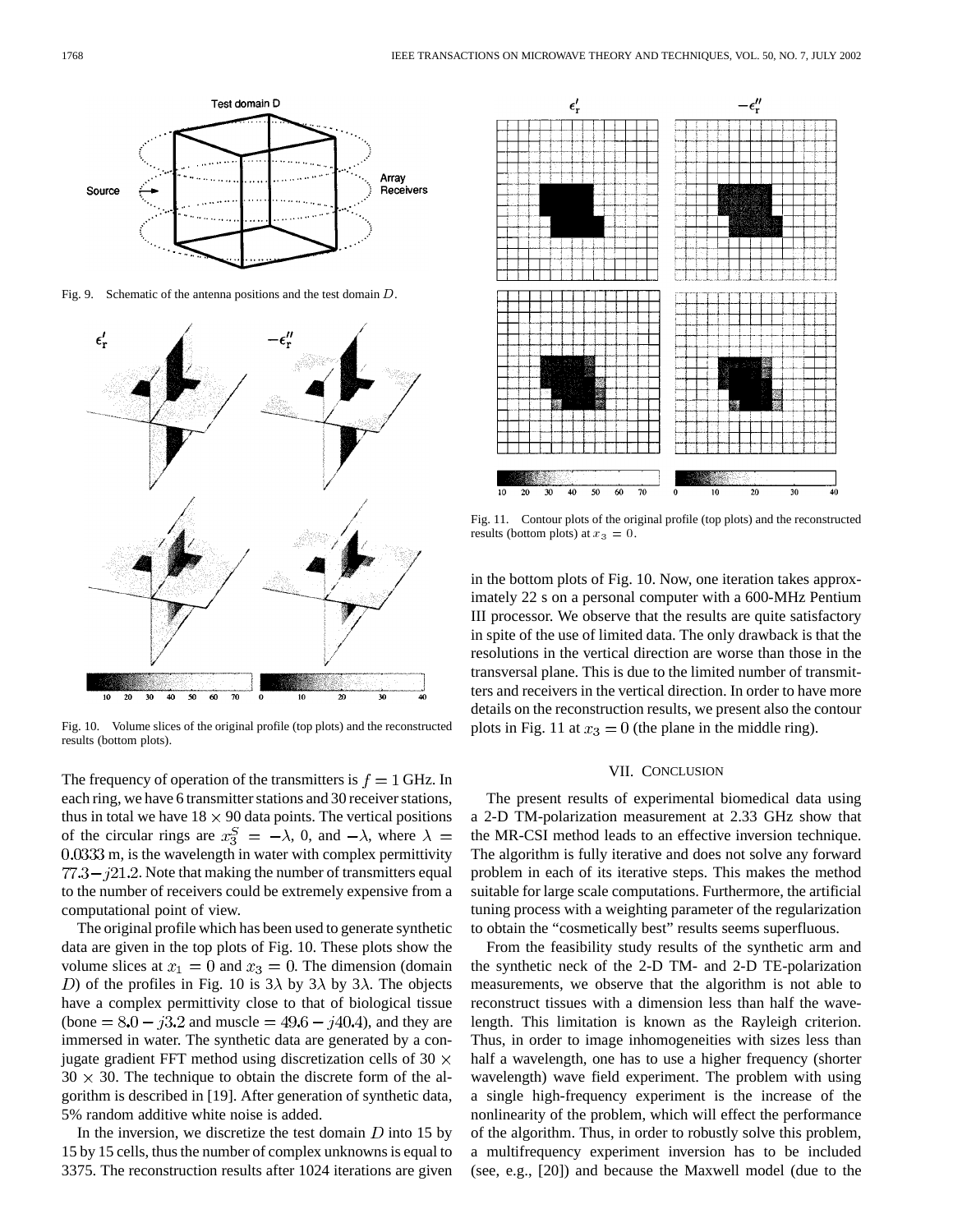Fig. 9. Schematic of the antenna positions and the test domain $D$.

Fig. 10. Volume slices of the original profile (top plots) and the reconstructed results (bottom plots).

The frequency of operation of the transmitters is $f = 1$ GHz. In each ring, we have 6 transmitter stations and 30 receiver stations, thus in total we have $18 \times 90$ data points. The vertical positions of the circular rings are $x_3^S = -\lambda$, 0, and $-\lambda$, where $\lambda = 0.0333$ m, is the wavelength in water with complex permittivity $77.3 - j21.2$. Note that making the number of transmitters equal to the number of receivers could be extremely expensive from a computational point of view.

The original profile which has been used to generate synthetic data are given in the top plots of Fig. 10. These plots show the volume slices at $x_1 = 0$ and $x_3 = 0$. The dimension (domain $D$) of the profiles in Fig. 10 is $3\lambda$ by $3\lambda$ by $3\lambda$. The objects have a complex permittivity close to that of biological tissue (bone $= 8.0 - j3.2$ and muscle $= 49.6 - j40.4$), and they are immersed in water. The synthetic data are generated by a conjugate gradient FFT method using discretization cells of $30 \times 30 \times 30$. The technique to obtain the discrete form of the algorithm is described in [19]. After generation of synthetic data, 5% random additive white noise is added.

In the inversion, we discretize the test domain $D$ into 15 by 15 by 15 cells, thus the number of complex unknowns is equal to 3375. The reconstruction results after 1024 iterations are given in the bottom plots of Fig. 10. Now, one iteration takes approximately 22 s on a personal computer with a 600-MHz Pentium III processor. We observe that the results are quite satisfactory in spite of the use of limited data. The only drawback is that the resolutions in the vertical direction are worse than those in the transversal plane. This is due to the limited number of transmitters and receivers in the vertical direction. In order to have more details on the reconstruction results, we present also the contour plots in Fig. 11 at $x_3 = 0$ (the plane in the middle ring).

Fig. 11. Contour plots of the original profile (top plots) and the reconstructed results (bottom plots) at $x_3 = 0$.

## VII. Conclusion

The present results of experimental biomedical data using a 2-D TM-polarization measurement at 2.33 GHz show that the MR-CSI method leads to an effective inversion technique. The algorithm is fully iterative and does not solve any forward problem in each of its iterative steps. This makes the method suitable for large scale computations. Furthermore, the artificial tuning process with a weighting parameter of the regularization to obtain the "cosmetically best" results seems superfluous.

From the feasibility study results of the synthetic arm and the synthetic neck of the 2-D TM- and 2-D TE-polarization measurements, we observe that the algorithm is not able to reconstruct tissues with a dimension less than half the wavelength. This limitation is known as the Rayleigh criterion. Thus, in order to image inhomogeneities with sizes less than half a wavelength, one has to use a higher frequency (shorter wavelength) wave field experiment. The problem with using a single high-frequency experiment is the increase of the nonlinearity of the problem, which will effect the performance of the algorithm. Thus, in order to robustly solve this problem, a multifrequency experiment inversion has to be included (see, e.g., [20]) and because the Maxwell model (due to the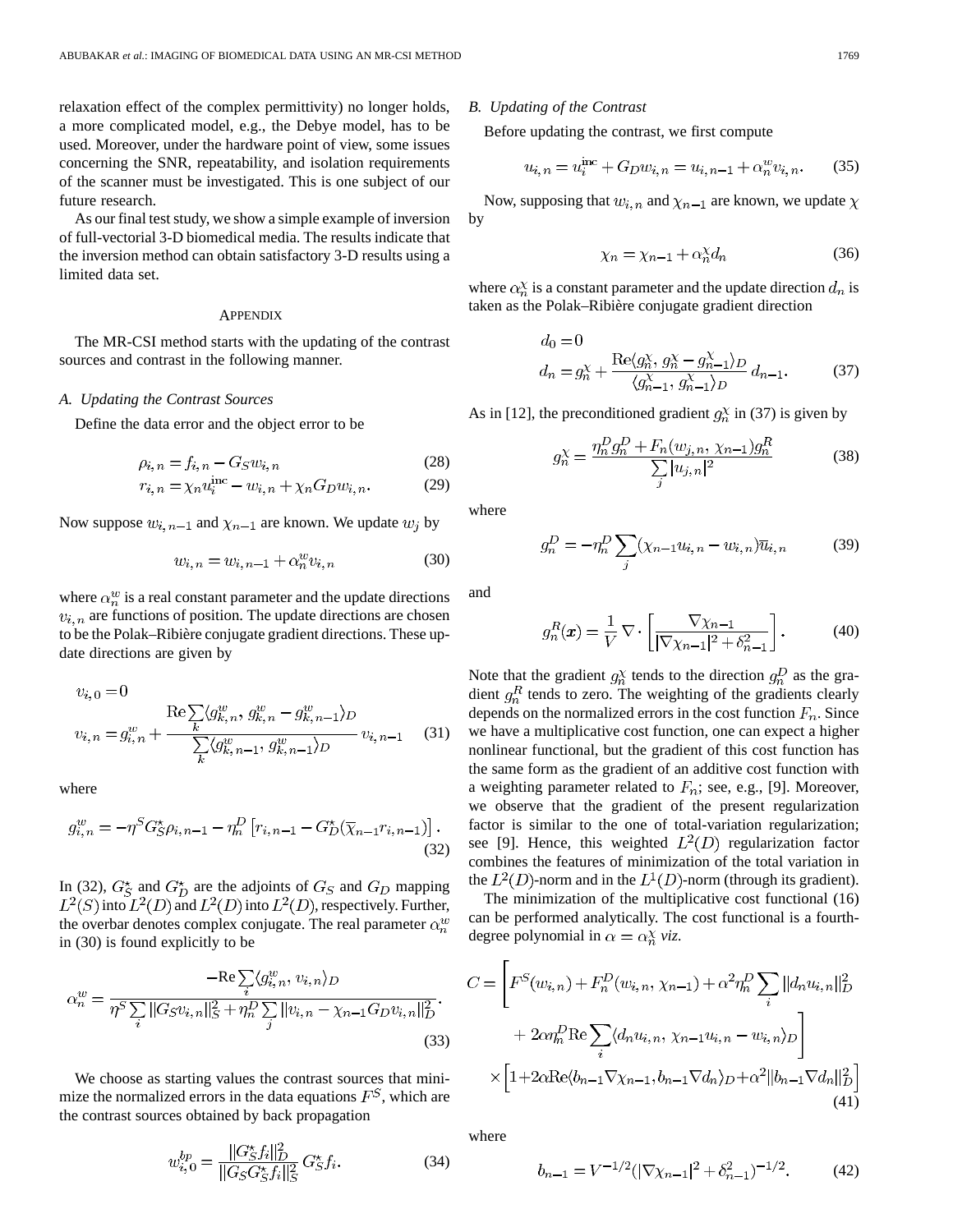relaxation effect of the complex permittivity) no longer holds, a more complicated model, e.g., the Debye model, has to be used. Moreover, under the hardware point of view, some issues concerning the SNR, repeatability, and isolation requirements of the scanner must be investigated. This is one subject of our future research.

As our final test study, we show a simple example of inversion of full-vectorial 3-D biomedical media. The results indicate that the inversion method can obtain satisfactory 3-D results using a limited data set.

## Appendix

The MR-CSI method starts with the updating of the contrast sources and contrast in the following manner.

### A. Updating of the Contrast Sources

Define the data error and the object error to be

$$\rho_{i,n} = f_{i,n} - G_S w_{i,n} \tag{28}$$

$$r_{i,n} = \chi_n u_i^{\text{inc}} - w_{i,n} + \chi_n G_D w_{i,n}. \tag{29}$$

Now suppose $w_{i,n-1}$ and $\chi_{n-1}$ are known. We update $w_j$ by

$$w_{i,n} = w_{i,n-1} + \alpha_n^w v_{i,n} \tag{30}$$

where $\alpha_n^w$ is a real constant parameter and the update directions $v_{i,n}$ are functions of position. The update directions are chosen to be the Polak–Ribière conjugate gradient directions. These update directions are given by

$$\begin{aligned} v_{i,0} &= 0 \\ v_{i,n} &= g_{i,n}^w + \frac{\operatorname{Re}\sum_k \langle g_{k,n}^w, g_{k,n}^w - g_{k,n-1}^w \rangle_D}{\sum_k \langle g_{k,n-1}^w, g_{k,n-1}^w \rangle_D} v_{i,n-1} \end{aligned} \tag{31}$$

where

$$g_{i,n}^w = -\eta^S G_S^\star \rho_{i,n-1} - \eta_n^D \left[ r_{i,n-1} - G_D^\star (\overline{\chi}_{n-1} r_{i,n-1}) \right]. \tag{32}$$

In (32), $G_S^\star$ and $G_D^\star$ are the adjoints of $G_S$ and $G_D$ mapping $L^2(S)$ into $L^2(D)$ and $L^2(D)$ into $L^2(D)$, respectively. Further, the overbar denotes complex conjugate. The real parameter $\alpha_n^w$ in (30) is found explicitly to be

$$\alpha_n^w = \frac{-\operatorname{Re}\sum_i \langle g_{i,n}^w, v_{i,n} \rangle_D}{\eta^S \sum_i \|G_S v_{i,n}\|_S^2 + \eta_n^D \sum_j \|v_{i,n} - \chi_{n-1} G_D v_{i,n}\|_D^2}. \tag{33}$$

We choose as starting values the contrast sources that minimize the normalized errors in the data equations $F^S$, which are the contrast sources obtained by back propagation

$$w_{i,0}^{bp} = \frac{\|G_S^\star f_i\|_D^2}{\|G_S G_S^\star f_i\|_S^2} G_S^\star f_i. \tag{34}$$

### B. Updating of the Contrast

Before updating the contrast, we first compute

$$u_{i,n} = u_i^{\text{inc}} + G_D w_{i,n} = u_{i,n-1} + \alpha_n^w v_{i,n}. \tag{35}$$

Now, supposing that $w_{i,n}$ and $\chi_{n-1}$ are known, we update $\chi$ by

$$\chi_n = \chi_{n-1} + \alpha_n^\chi d_n \tag{36}$$

where $\alpha_n^\chi$ is a constant parameter and the update direction $d_n$ is taken as the Polak–Ribière conjugate gradient direction

$$\begin{aligned} d_0 &= 0 \\ d_n &= g_n^\chi + \frac{\operatorname{Re}\langle g_n^\chi, g_n^\chi - g_{n-1}^\chi \rangle_D}{\langle g_{n-1}^\chi, g_{n-1}^\chi \rangle_D} d_{n-1}. \end{aligned} \tag{37}$$

As in [12], the preconditioned gradient $g_n^\chi$ in (37) is given by

$$g_n^\chi = \frac{\eta_n^D g_n^D + F_n(w_{j,n}, \chi_{n-1}) g_n^R}{\sum_j |u_{j,n}|^2} \tag{38}$$

where

$$g_n^D = -\eta_n^D \sum_j (\chi_{n-1} u_{i,n} - w_{i,n}) \overline{u}_{i,n} \tag{39}$$

and

$$g_n^R(\boldsymbol{x}) = \frac{1}{V} \nabla \cdot \left[ \frac{\nabla \chi_{n-1}}{|\nabla \chi_{n-1}|^2 + \delta_{n-1}^2} \right]. \tag{40}$$

Note that the gradient $g_n^\chi$ tends to the direction $g_n^D$ as the gradient $g_n^R$ tends to zero. The weighting of the gradients clearly depends on the normalized errors in the cost function $F_n$. Since we have a multiplicative cost function, one can expect a higher nonlinear functional, but the gradient of this cost function has the same form as the gradient of an additive cost function with a weighting parameter related to $F_n$; see, e.g., [9]. Moreover, we observe that the gradient of the present regularization factor is similar to the one of total-variation regularization; see [9]. Hence, this weighted $L^2(D)$ regularization factor combines the features of minimization of the total variation in the $L^2(D)$-norm and in the $L^1(D)$-norm (through its gradient).

The minimization of the multiplicative cost functional (16) can be performed analytically. The cost functional is a fourth-degree polynomial in $\alpha = \alpha_n^\chi$ *viz.*

$$\begin{aligned} C = \Bigg[ & F^S(w_{i,n}) + F_n^D(w_{i,n}, \chi_{n-1}) + \alpha^2 \eta_n^D \sum_i \|d_n u_{i,n}\|_D^2 \\ & + 2\alpha \eta_n^D \operatorname{Re} \sum_i \langle d_n u_{i,n}, \chi_{n-1} u_{i,n} - w_{i,n} \rangle_D \Bigg] \\ & \times \left[ 1 + 2\alpha \operatorname{Re}\langle b_{n-1} \nabla \chi_{n-1}, b_{n-1} \nabla d_n \rangle_D + \alpha^2 \|b_{n-1} \nabla d_n\|_D^2 \right] \end{aligned} \tag{41}$$

where

$$b_{n-1} = V^{-1/2} (|\nabla \chi_{n-1}|^2 + \delta_{n-1}^2)^{-1/2}. \tag{42}$$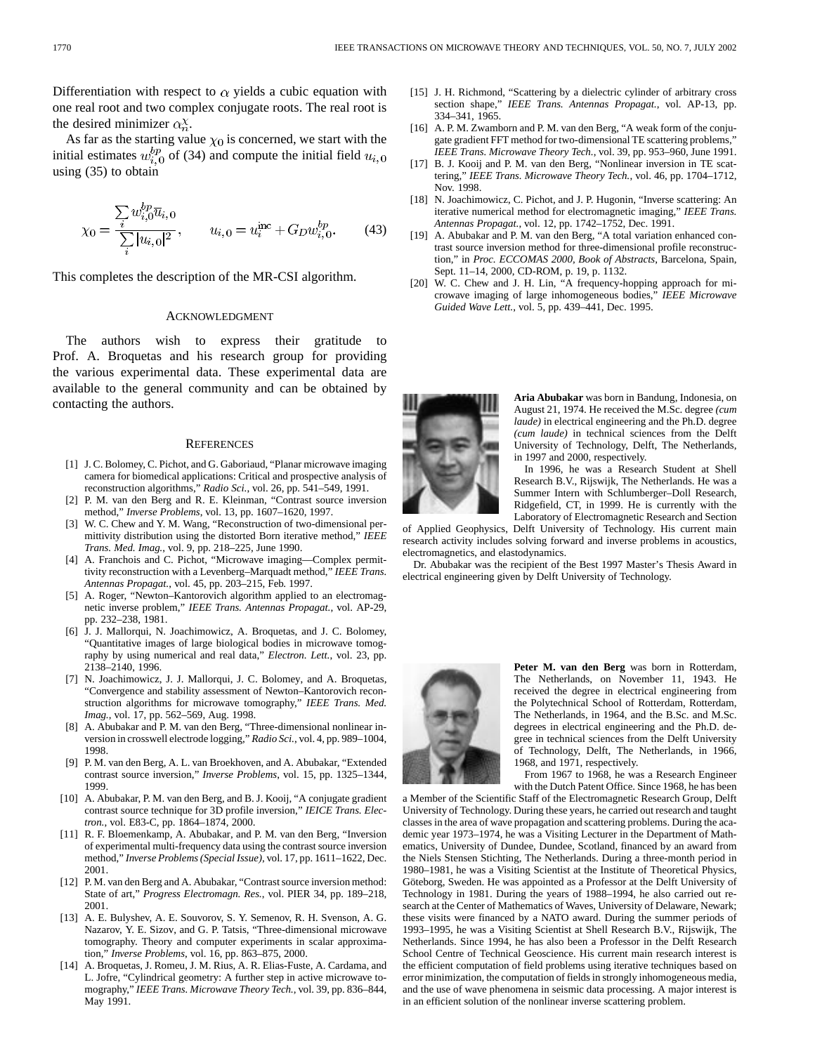Differentiation with respect to $\alpha$ yields a cubic equation with one real root and two complex conjugate roots. The real root is the desired minimizer $\alpha_n^\chi$.

As far as the starting value $\chi_0$ is concerned, we start with the initial estimates $w_{i,0}^{bp}$ of (34) and compute the initial field $u_{i,0}$ using (35) to obtain

$$\chi_0 = \frac{\sum_i w_{i,0}^{bp} \overline{u}_{i,0}}{\sum_i |u_{i,0}|^2}, \qquad u_{i,0} = u_i^{\text{inc}} + G_D w_{i,0}^{bp}. \tag{43}$$

This completes the description of the MR-CSI algorithm.

## Acknowledgment

The authors wish to express their gratitude to Prof. A. Broquetas and his research group for providing the various experimental data. These experimental data are available to the general community and can be obtained by contacting the authors.

## References

[1] J. C. Bolomey, C. Pichot, and G. Gaboriaud, "Planar microwave imaging camera for biomedical applications: Critical and prospective analysis of reconstruction algorithms," *Radio Sci.*, vol. 26, pp. 541–549, 1991.

[2] P. M. van den Berg and R. E. Kleinman, "Contrast source inversion method," *Inverse Problems*, vol. 13, pp. 1607–1620, 1997.

[3] W. C. Chew and Y. M. Wang, "Reconstruction of two-dimensional permittivity distribution using the distorted Born iterative method," *IEEE Trans. Med. Imag.*, vol. 9, pp. 218–225, June 1990.

[4] A. Franchois and C. Pichot, "Microwave imaging—Complex permittivity reconstruction with a Levenberg–Marquadt method," *IEEE Trans. Antennas Propagat.*, vol. 45, pp. 203–215, Feb. 1997.

[5] A. Roger, "Newton–Kantorovich algorithm applied to an electromagnetic inverse problem," *IEEE Trans. Antennas Propagat.*, vol. AP-29, pp. 232–238, 1981.

[6] J. J. Mallorqui, N. Joachimowicz, A. Broquetas, and J. C. Bolomey, "Quantitative images of large biological bodies in microwave tomography by using numerical and real data," *Electron. Lett.*, vol. 23, pp. 2138–2140, 1996.

[7] N. Joachimowicz, J. J. Mallorqui, J. C. Bolomey, and A. Broquetas, "Convergence and stability assessment of Newton–Kantorovich reconstruction algorithms for microwave tomography," *IEEE Trans. Med. Imag.*, vol. 17, pp. 562–569, Aug. 1998.

[8] A. Abubakar and P. M. van den Berg, "Three-dimensional nonlinear inversion in crosswell electrode logging," *Radio Sci.*, vol. 4, pp. 989–1004, 1998.

[9] P. M. van den Berg, A. L. van Broekhoven, and A. Abubakar, "Extended contrast source inversion," *Inverse Problems*, vol. 15, pp. 1325–1344, 1999.

[10] A. Abubakar, P. M. van den Berg, and B. J. Kooij, "A conjugate gradient contrast source technique for 3D profile inversion," *IEICE Trans. Electron.*, vol. E83-C, pp. 1864–1874, 2000.

[11] R. F. Bloemenkamp, A. Abubakar, and P. M. van den Berg, "Inversion of experimental multi-frequency data using the contrast source inversion method," *Inverse Problems (Special Issue)*, vol. 17, pp. 1611–1622, Dec. 2001.

[12] P. M. van den Berg and A. Abubakar, "Contrast source inversion method: State of art," *Progress Electromagn. Res.*, vol. PIER 34, pp. 189–218, 2001.

[13] A. E. Bulyshev, A. E. Souvorov, S. Y. Semenov, R. H. Svenson, A. G. Nazarov, Y. E. Sizov, and G. P. Tatsis, "Three-dimensional microwave tomography. Theory and computer experiments in scalar approximation," *Inverse Problems*, vol. 16, pp. 863–875, 2000.

[14] A. Broquetas, J. Romeu, J. M. Rius, A. R. Elias-Fuste, A. Cardama, and L. Jofre, "Cylindrical geometry: A further step in active microwave tomography," *IEEE Trans. Microwave Theory Tech.*, vol. 39, pp. 836–844, May 1991.

[15] J. H. Richmond, "Scattering by a dielectric cylinder of arbitrary cross section shape," *IEEE Trans. Antennas Propagat.*, vol. AP-13, pp. 334–341, 1965.

[16] A. P. M. Zwamborn and P. M. van den Berg, "A weak form of the conjugate gradient FFT method for two-dimensional TE scattering problems," *IEEE Trans. Microwave Theory Tech.*, vol. 39, pp. 953–960, June 1991.

[17] B. J. Kooij and P. M. van den Berg, "Nonlinear inversion in TE scattering," *IEEE Trans. Microwave Theory Tech.*, vol. 46, pp. 1704–1712, Nov. 1998.

[18] N. Joachimowicz, C. Pichot, and J. P. Hugonin, "Inverse scattering: An iterative numerical method for electromagnetic imaging," *IEEE Trans. Antennas Propagat.*, vol. 12, pp. 1742–1752, Dec. 1991.

[19] A. Abubakar and P. M. van den Berg, "A total variation enhanced contrast source inversion method for three-dimensional profile reconstruction," in *Proc. ECCOMAS 2000, Book of Abstracts*, Barcelona, Spain, Sept. 11–14, 2000, CD-ROM, p. 19, p. 1132.

[20] W. C. Chew and J. H. Lin, "A frequency-hopping approach for microwave imaging of large inhomogeneous bodies," *IEEE Microwave Guided Wave Lett.*, vol. 5, pp. 439–441, Dec. 1995.

**Aria Abubakar** was born in Bandung, Indonesia, on August 21, 1974. He received the M.Sc. degree *(cum laude)* in electrical engineering and the Ph.D. degree *(cum laude)* in technical sciences from the Delft University of Technology, Delft, The Netherlands, in 1997 and 2000, respectively.

In 1996, he was a Research Student at Shell Research B.V., Rijswijk, The Netherlands. He was a Summer Intern with Schlumberger–Doll Research, Ridgefield, CT, in 1999. He is currently with the Laboratory of Electromagnetic Research and Section of Applied Geophysics, Delft University of Technology. His current main research activity includes solving forward and inverse problems in acoustics, electromagnetics, and elastodynamics.

Dr. Abubakar was the recipient of the Best 1997 Master's Thesis Award in electrical engineering given by Delft University of Technology.

**Peter M. van den Berg** was born in Rotterdam, The Netherlands, on November 11, 1943. He received the degree in electrical engineering from the Polytechnical School of Rotterdam, Rotterdam, The Netherlands, in 1964, and the B.Sc. and M.Sc. degrees in electrical engineering and the Ph.D. degree in technical sciences from the Delft University of Technology, Delft, The Netherlands, in 1966, 1968, and 1971, respectively.

From 1967 to 1968, he was a Research Engineer with the Dutch Patent Office. Since 1968, he has been a Member of the Scientific Staff of the Electromagnetic Research Group, Delft University of Technology. During these years, he carried out research and taught classes in the area of wave propagation and scattering problems. During the academic year 1973–1974, he was a Visiting Lecturer in the Department of Mathematics, University of Dundee, Dundee, Scotland, financed by an award from the Niels Stensen Stichting, The Netherlands. During a three-month period in 1980–1981, he was a Visiting Scientist at the Institute of Theoretical Physics, Göteborg, Sweden. He was appointed as a Professor at the Delft University of Technology in 1981. During the years of 1988–1994, he also carried out research at the Center of Mathematics of Waves, University of Delaware, Newark; these visits were financed by a NATO award. During the summer periods of 1993–1995, he was a Visiting Scientist at Shell Research B.V., Rijswijk, The Netherlands. Since 1994, he has also been a Professor in the Delft Research School Centre of Technical Geoscience. His current main research interest is the efficient computation of field problems using iterative techniques based on error minimization, the computation of fields in strongly inhomogeneous media, and the use of wave phenomena in seismic data processing. A major interest is in an efficient solution of the nonlinear inverse scattering problem.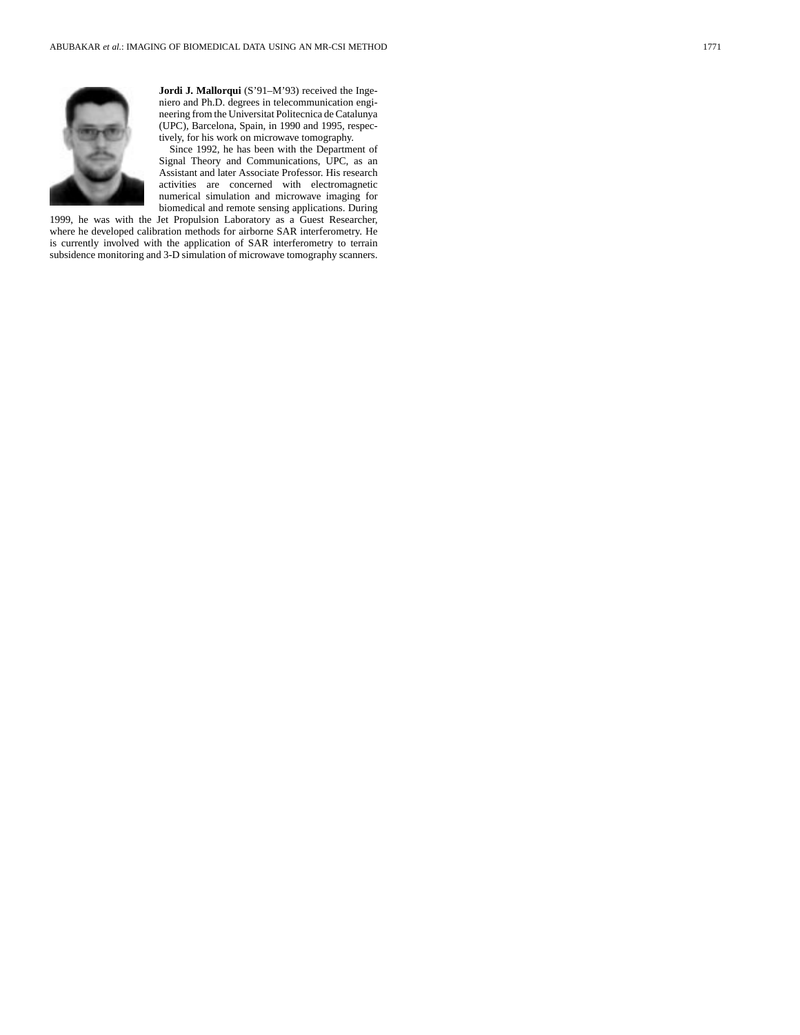**Jordi J. Mallorqui** (S'91–M'93) received the Ingeniero and Ph.D. degrees in telecommunication engineering from the Universitat Politecnica de Catalunya (UPC), Barcelona, Spain, in 1990 and 1995, respectively, for his work on microwave tomography.

Since 1992, he has been with the Department of Signal Theory and Communications, UPC, as an Assistant and later Associate Professor. His research activities are concerned with electromagnetic numerical simulation and microwave imaging for biomedical and remote sensing applications. During 1999, he was with the Jet Propulsion Laboratory as a Guest Researcher, where he developed calibration methods for airborne SAR interferometry. He is currently involved with the application of SAR interferometry to terrain subsidence monitoring and 3-D simulation of microwave tomography scanners.